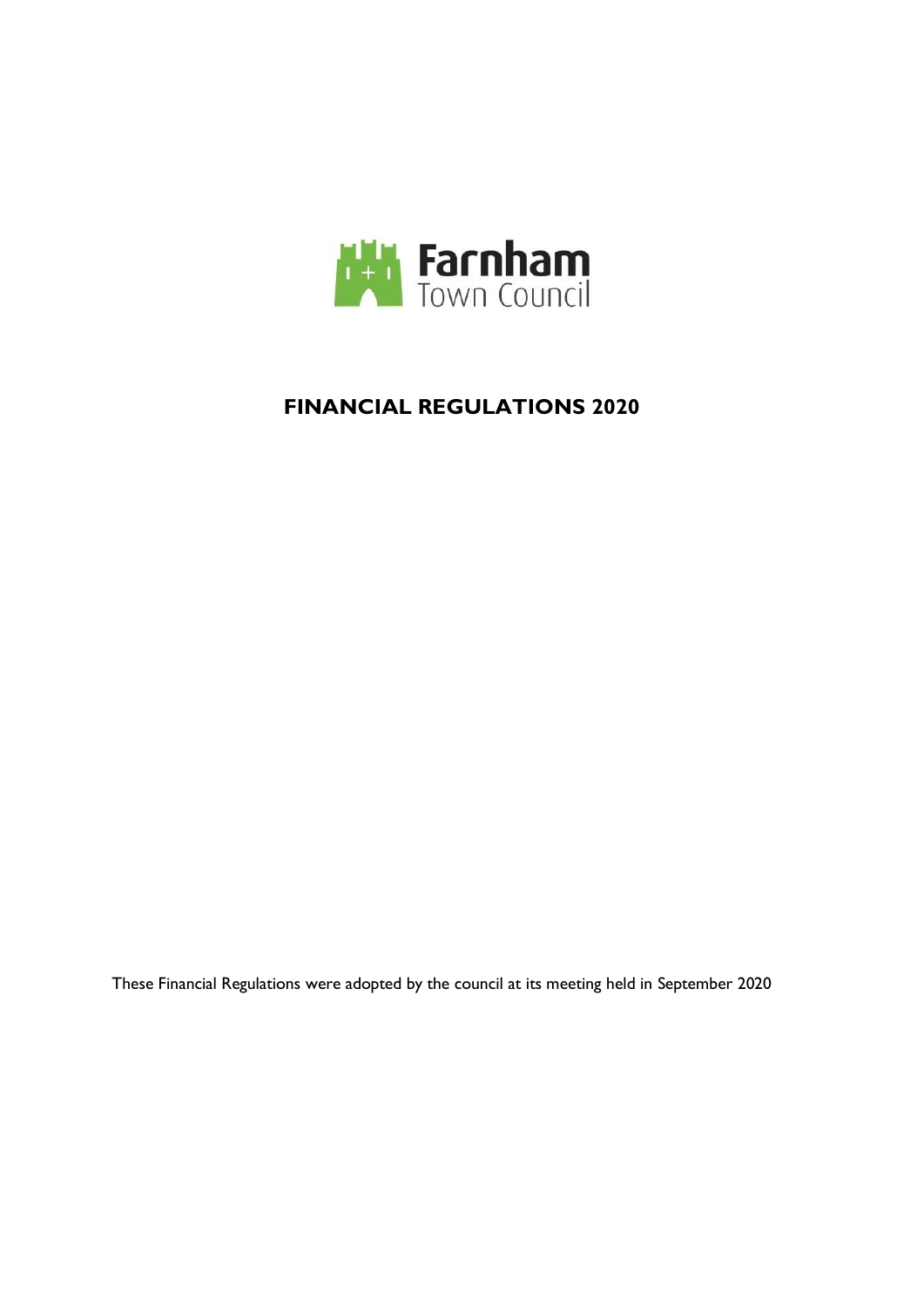Farnham
Town Council

# FINANCIAL REGULATIONS 2020

These Financial Regulations were adopted by the council at its meeting held in September 2020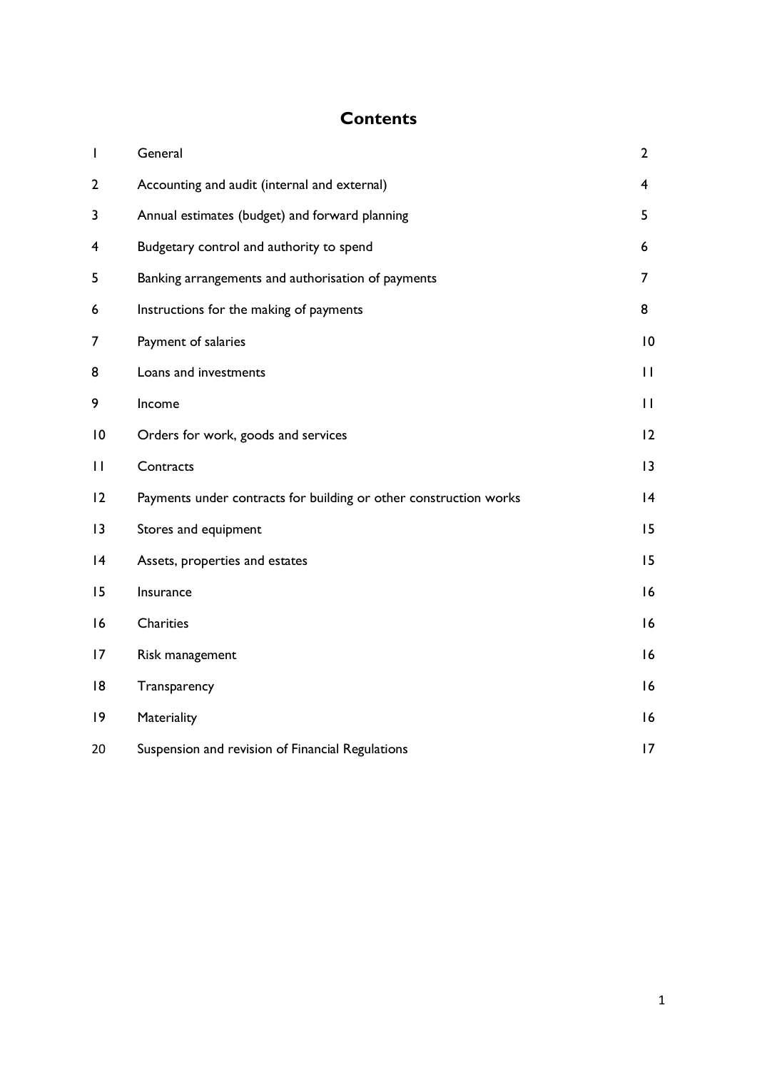# Contents

| | | |
|---|---|---|
| 1 | General | 2 |
| 2 | Accounting and audit (internal and external) | 4 |
| 3 | Annual estimates (budget) and forward planning | 5 |
| 4 | Budgetary control and authority to spend | 6 |
| 5 | Banking arrangements and authorisation of payments | 7 |
| 6 | Instructions for the making of payments | 8 |
| 7 | Payment of salaries | 10 |
| 8 | Loans and investments | 11 |
| 9 | Income | 11 |
| 10 | Orders for work, goods and services | 12 |
| 11 | Contracts | 13 |
| 12 | Payments under contracts for building or other construction works | 14 |
| 13 | Stores and equipment | 15 |
| 14 | Assets, properties and estates | 15 |
| 15 | Insurance | 16 |
| 16 | Charities | 16 |
| 17 | Risk management | 16 |
| 18 | Transparency | 16 |
| 19 | Materiality | 16 |
| 20 | Suspension and revision of Financial Regulations | 17 |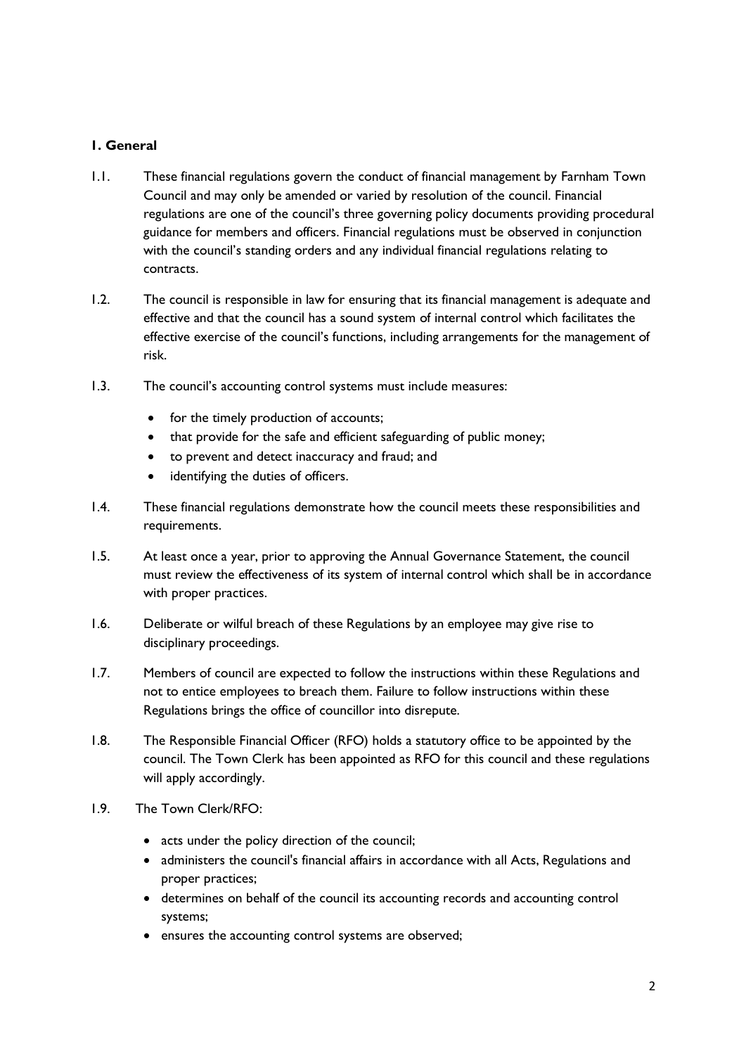## 1. General

1.1. These financial regulations govern the conduct of financial management by Farnham Town Council and may only be amended or varied by resolution of the council. Financial regulations are one of the council's three governing policy documents providing procedural guidance for members and officers. Financial regulations must be observed in conjunction with the council's standing orders and any individual financial regulations relating to contracts.

1.2. The council is responsible in law for ensuring that its financial management is adequate and effective and that the council has a sound system of internal control which facilitates the effective exercise of the council's functions, including arrangements for the management of risk.

1.3. The council's accounting control systems must include measures:

- for the timely production of accounts;
- that provide for the safe and efficient safeguarding of public money;
- to prevent and detect inaccuracy and fraud; and
- identifying the duties of officers.

1.4. These financial regulations demonstrate how the council meets these responsibilities and requirements.

1.5. At least once a year, prior to approving the Annual Governance Statement, the council must review the effectiveness of its system of internal control which shall be in accordance with proper practices.

1.6. Deliberate or wilful breach of these Regulations by an employee may give rise to disciplinary proceedings.

1.7. Members of council are expected to follow the instructions within these Regulations and not to entice employees to breach them. Failure to follow instructions within these Regulations brings the office of councillor into disrepute.

1.8. The Responsible Financial Officer (RFO) holds a statutory office to be appointed by the council. The Town Clerk has been appointed as RFO for this council and these regulations will apply accordingly.

1.9. The Town Clerk/RFO:

- acts under the policy direction of the council;
- administers the council's financial affairs in accordance with all Acts, Regulations and proper practices;
- determines on behalf of the council its accounting records and accounting control systems;
- ensures the accounting control systems are observed;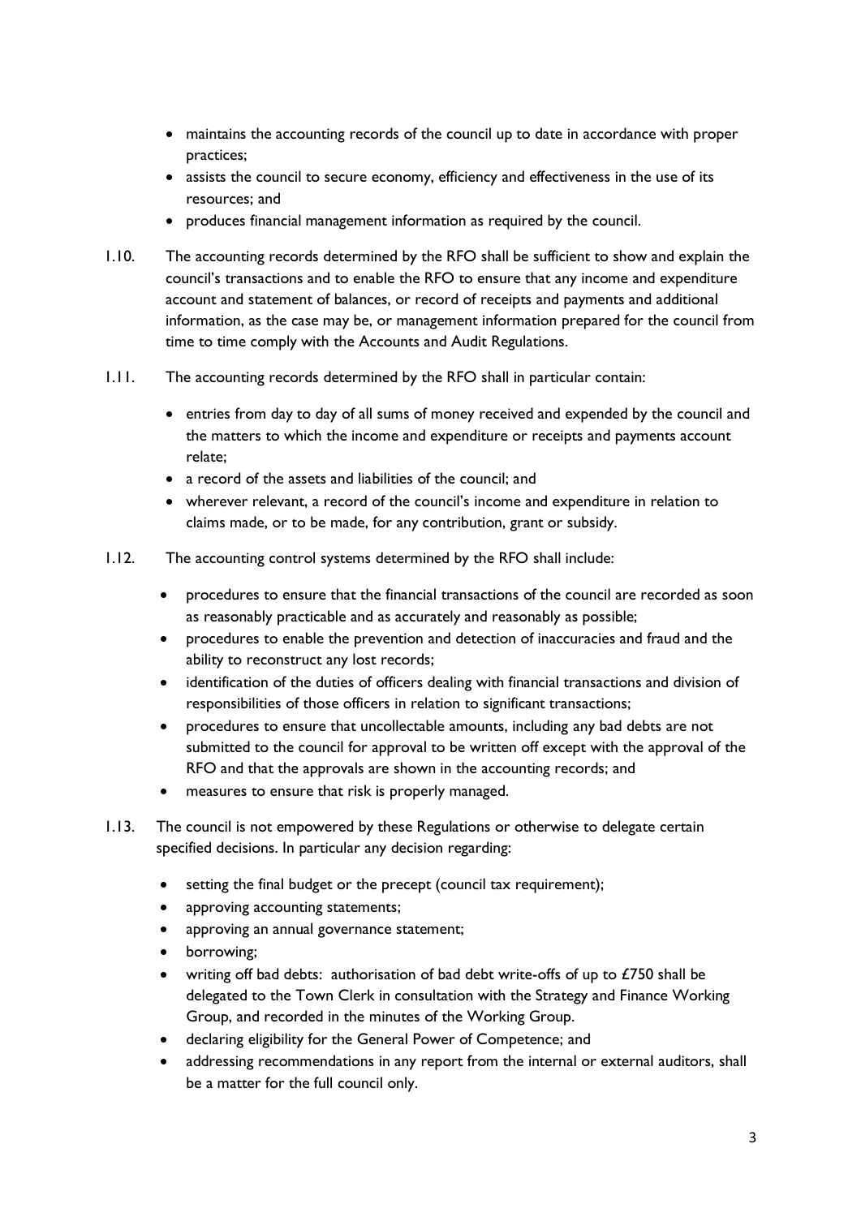- maintains the accounting records of the council up to date in accordance with proper practices;
- assists the council to secure economy, efficiency and effectiveness in the use of its resources; and
- produces financial management information as required by the council.

1.10. The accounting records determined by the RFO shall be sufficient to show and explain the council's transactions and to enable the RFO to ensure that any income and expenditure account and statement of balances, or record of receipts and payments and additional information, as the case may be, or management information prepared for the council from time to time comply with the Accounts and Audit Regulations.

1.11. The accounting records determined by the RFO shall in particular contain:

- entries from day to day of all sums of money received and expended by the council and the matters to which the income and expenditure or receipts and payments account relate;
- a record of the assets and liabilities of the council; and
- wherever relevant, a record of the council's income and expenditure in relation to claims made, or to be made, for any contribution, grant or subsidy.

1.12. The accounting control systems determined by the RFO shall include:

- procedures to ensure that the financial transactions of the council are recorded as soon as reasonably practicable and as accurately and reasonably as possible;
- procedures to enable the prevention and detection of inaccuracies and fraud and the ability to reconstruct any lost records;
- identification of the duties of officers dealing with financial transactions and division of responsibilities of those officers in relation to significant transactions;
- procedures to ensure that uncollectable amounts, including any bad debts are not submitted to the council for approval to be written off except with the approval of the RFO and that the approvals are shown in the accounting records; and
- measures to ensure that risk is properly managed.

1.13. The council is not empowered by these Regulations or otherwise to delegate certain specified decisions. In particular any decision regarding:

- setting the final budget or the precept (council tax requirement);
- approving accounting statements;
- approving an annual governance statement;
- borrowing;
- writing off bad debts: authorisation of bad debt write-offs of up to £750 shall be delegated to the Town Clerk in consultation with the Strategy and Finance Working Group, and recorded in the minutes of the Working Group.
- declaring eligibility for the General Power of Competence; and
- addressing recommendations in any report from the internal or external auditors, shall be a matter for the full council only.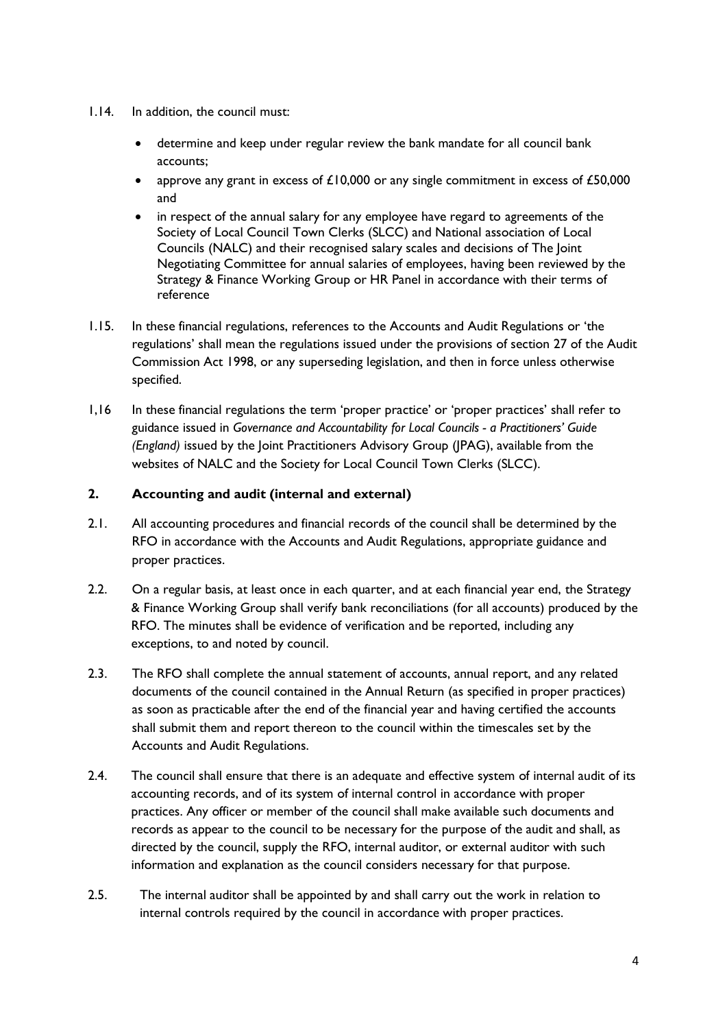1.14. In addition, the council must:

- determine and keep under regular review the bank mandate for all council bank accounts;
- approve any grant in excess of £10,000 or any single commitment in excess of £50,000 and
- in respect of the annual salary for any employee have regard to agreements of the Society of Local Council Town Clerks (SLCC) and National association of Local Councils (NALC) and their recognised salary scales and decisions of The Joint Negotiating Committee for annual salaries of employees, having been reviewed by the Strategy & Finance Working Group or HR Panel in accordance with their terms of reference

1.15. In these financial regulations, references to the Accounts and Audit Regulations or 'the regulations' shall mean the regulations issued under the provisions of section 27 of the Audit Commission Act 1998, or any superseding legislation, and then in force unless otherwise specified.

1,16 In these financial regulations the term 'proper practice' or 'proper practices' shall refer to guidance issued in *Governance and Accountability for Local Councils - a Practitioners' Guide (England)* issued by the Joint Practitioners Advisory Group (JPAG), available from the websites of NALC and the Society for Local Council Town Clerks (SLCC).

## 2. Accounting and audit (internal and external)

2.1. All accounting procedures and financial records of the council shall be determined by the RFO in accordance with the Accounts and Audit Regulations, appropriate guidance and proper practices.

2.2. On a regular basis, at least once in each quarter, and at each financial year end, the Strategy & Finance Working Group shall verify bank reconciliations (for all accounts) produced by the RFO. The minutes shall be evidence of verification and be reported, including any exceptions, to and noted by council.

2.3. The RFO shall complete the annual statement of accounts, annual report, and any related documents of the council contained in the Annual Return (as specified in proper practices) as soon as practicable after the end of the financial year and having certified the accounts shall submit them and report thereon to the council within the timescales set by the Accounts and Audit Regulations.

2.4. The council shall ensure that there is an adequate and effective system of internal audit of its accounting records, and of its system of internal control in accordance with proper practices. Any officer or member of the council shall make available such documents and records as appear to the council to be necessary for the purpose of the audit and shall, as directed by the council, supply the RFO, internal auditor, or external auditor with such information and explanation as the council considers necessary for that purpose.

2.5. The internal auditor shall be appointed by and shall carry out the work in relation to internal controls required by the council in accordance with proper practices.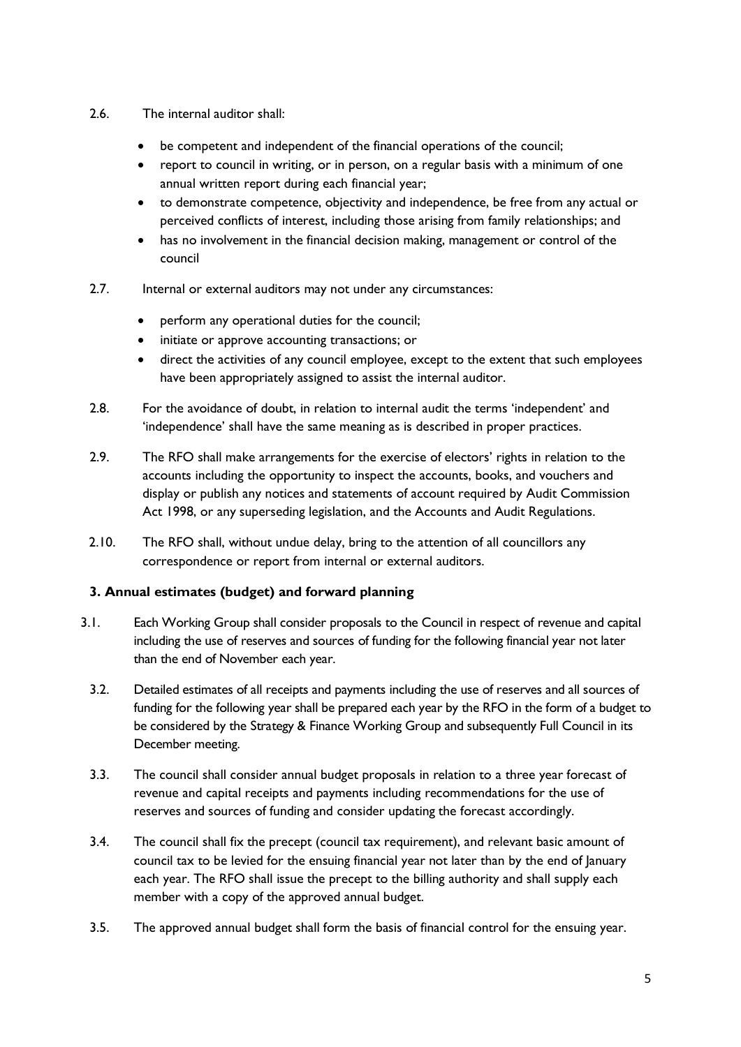2.6. The internal auditor shall:

- be competent and independent of the financial operations of the council;
- report to council in writing, or in person, on a regular basis with a minimum of one annual written report during each financial year;
- to demonstrate competence, objectivity and independence, be free from any actual or perceived conflicts of interest, including those arising from family relationships; and
- has no involvement in the financial decision making, management or control of the council

2.7. Internal or external auditors may not under any circumstances:

- perform any operational duties for the council;
- initiate or approve accounting transactions; or
- direct the activities of any council employee, except to the extent that such employees have been appropriately assigned to assist the internal auditor.

2.8. For the avoidance of doubt, in relation to internal audit the terms 'independent' and 'independence' shall have the same meaning as is described in proper practices.

2.9. The RFO shall make arrangements for the exercise of electors' rights in relation to the accounts including the opportunity to inspect the accounts, books, and vouchers and display or publish any notices and statements of account required by Audit Commission Act 1998, or any superseding legislation, and the Accounts and Audit Regulations.

2.10. The RFO shall, without undue delay, bring to the attention of all councillors any correspondence or report from internal or external auditors.

**3. Annual estimates (budget) and forward planning**

3.1. Each Working Group shall consider proposals to the Council in respect of revenue and capital including the use of reserves and sources of funding for the following financial year not later than the end of November each year.

3.2. Detailed estimates of all receipts and payments including the use of reserves and all sources of funding for the following year shall be prepared each year by the RFO in the form of a budget to be considered by the Strategy & Finance Working Group and subsequently Full Council in its December meeting.

3.3. The council shall consider annual budget proposals in relation to a three year forecast of revenue and capital receipts and payments including recommendations for the use of reserves and sources of funding and consider updating the forecast accordingly.

3.4. The council shall fix the precept (council tax requirement), and relevant basic amount of council tax to be levied for the ensuing financial year not later than by the end of January each year. The RFO shall issue the precept to the billing authority and shall supply each member with a copy of the approved annual budget.

3.5. The approved annual budget shall form the basis of financial control for the ensuing year.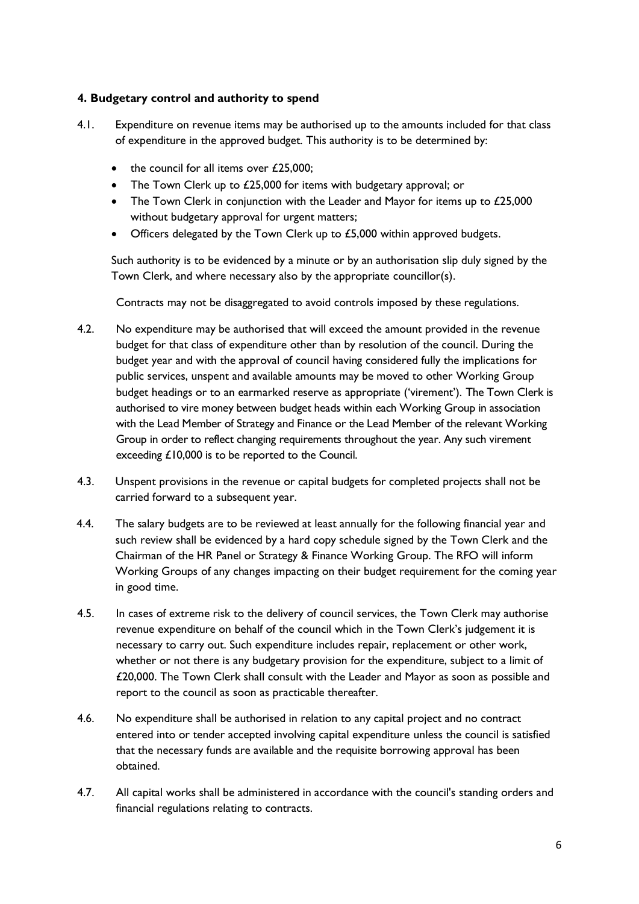**4. Budgetary control and authority to spend**

4.1. Expenditure on revenue items may be authorised up to the amounts included for that class of expenditure in the approved budget. This authority is to be determined by:

- the council for all items over £25,000;
- The Town Clerk up to £25,000 for items with budgetary approval; or
- The Town Clerk in conjunction with the Leader and Mayor for items up to £25,000 without budgetary approval for urgent matters;
- Officers delegated by the Town Clerk up to £5,000 within approved budgets.

Such authority is to be evidenced by a minute or by an authorisation slip duly signed by the Town Clerk, and where necessary also by the appropriate councillor(s).

Contracts may not be disaggregated to avoid controls imposed by these regulations.

4.2. No expenditure may be authorised that will exceed the amount provided in the revenue budget for that class of expenditure other than by resolution of the council. During the budget year and with the approval of council having considered fully the implications for public services, unspent and available amounts may be moved to other Working Group budget headings or to an earmarked reserve as appropriate ('virement'). The Town Clerk is authorised to vire money between budget heads within each Working Group in association with the Lead Member of Strategy and Finance or the Lead Member of the relevant Working Group in order to reflect changing requirements throughout the year. Any such virement exceeding £10,000 is to be reported to the Council.

4.3. Unspent provisions in the revenue or capital budgets for completed projects shall not be carried forward to a subsequent year.

4.4. The salary budgets are to be reviewed at least annually for the following financial year and such review shall be evidenced by a hard copy schedule signed by the Town Clerk and the Chairman of the HR Panel or Strategy & Finance Working Group. The RFO will inform Working Groups of any changes impacting on their budget requirement for the coming year in good time.

4.5. In cases of extreme risk to the delivery of council services, the Town Clerk may authorise revenue expenditure on behalf of the council which in the Town Clerk's judgement it is necessary to carry out. Such expenditure includes repair, replacement or other work, whether or not there is any budgetary provision for the expenditure, subject to a limit of £20,000. The Town Clerk shall consult with the Leader and Mayor as soon as possible and report to the council as soon as practicable thereafter.

4.6. No expenditure shall be authorised in relation to any capital project and no contract entered into or tender accepted involving capital expenditure unless the council is satisfied that the necessary funds are available and the requisite borrowing approval has been obtained.

4.7. All capital works shall be administered in accordance with the council's standing orders and financial regulations relating to contracts.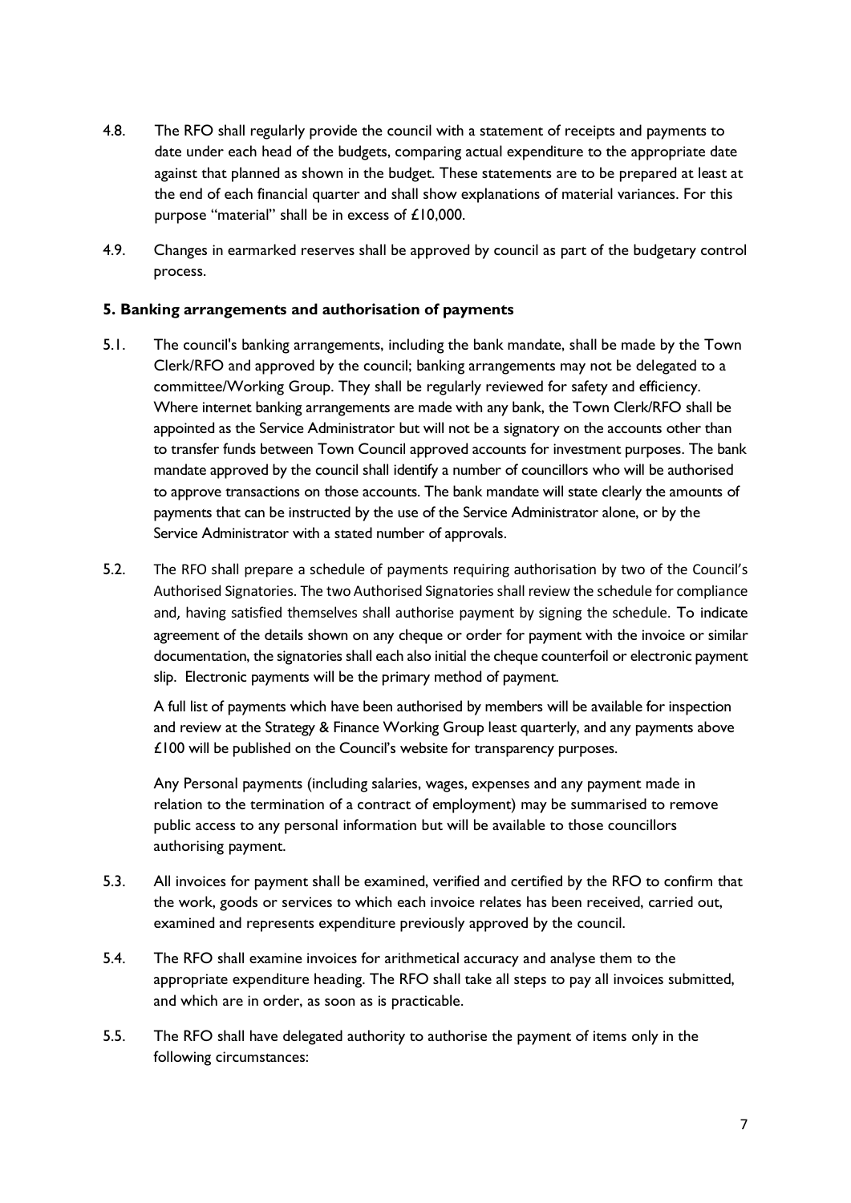4.8. The RFO shall regularly provide the council with a statement of receipts and payments to date under each head of the budgets, comparing actual expenditure to the appropriate date against that planned as shown in the budget. These statements are to be prepared at least at the end of each financial quarter and shall show explanations of material variances. For this purpose "material" shall be in excess of £10,000.

4.9. Changes in earmarked reserves shall be approved by council as part of the budgetary control process.

**5. Banking arrangements and authorisation of payments**

5.1. The council's banking arrangements, including the bank mandate, shall be made by the Town Clerk/RFO and approved by the council; banking arrangements may not be delegated to a committee/Working Group. They shall be regularly reviewed for safety and efficiency. Where internet banking arrangements are made with any bank, the Town Clerk/RFO shall be appointed as the Service Administrator but will not be a signatory on the accounts other than to transfer funds between Town Council approved accounts for investment purposes. The bank mandate approved by the council shall identify a number of councillors who will be authorised to approve transactions on those accounts. The bank mandate will state clearly the amounts of payments that can be instructed by the use of the Service Administrator alone, or by the Service Administrator with a stated number of approvals.

5.2. The RFO shall prepare a schedule of payments requiring authorisation by two of the Council's Authorised Signatories. The two Authorised Signatories shall review the schedule for compliance and, having satisfied themselves shall authorise payment by signing the schedule. To indicate agreement of the details shown on any cheque or order for payment with the invoice or similar documentation, the signatories shall each also initial the cheque counterfoil or electronic payment slip. Electronic payments will be the primary method of payment.

A full list of payments which have been authorised by members will be available for inspection and review at the Strategy & Finance Working Group least quarterly, and any payments above £100 will be published on the Council's website for transparency purposes.

Any Personal payments (including salaries, wages, expenses and any payment made in relation to the termination of a contract of employment) may be summarised to remove public access to any personal information but will be available to those councillors authorising payment.

5.3. All invoices for payment shall be examined, verified and certified by the RFO to confirm that the work, goods or services to which each invoice relates has been received, carried out, examined and represents expenditure previously approved by the council.

5.4. The RFO shall examine invoices for arithmetical accuracy and analyse them to the appropriate expenditure heading. The RFO shall take all steps to pay all invoices submitted, and which are in order, as soon as is practicable.

5.5. The RFO shall have delegated authority to authorise the payment of items only in the following circumstances: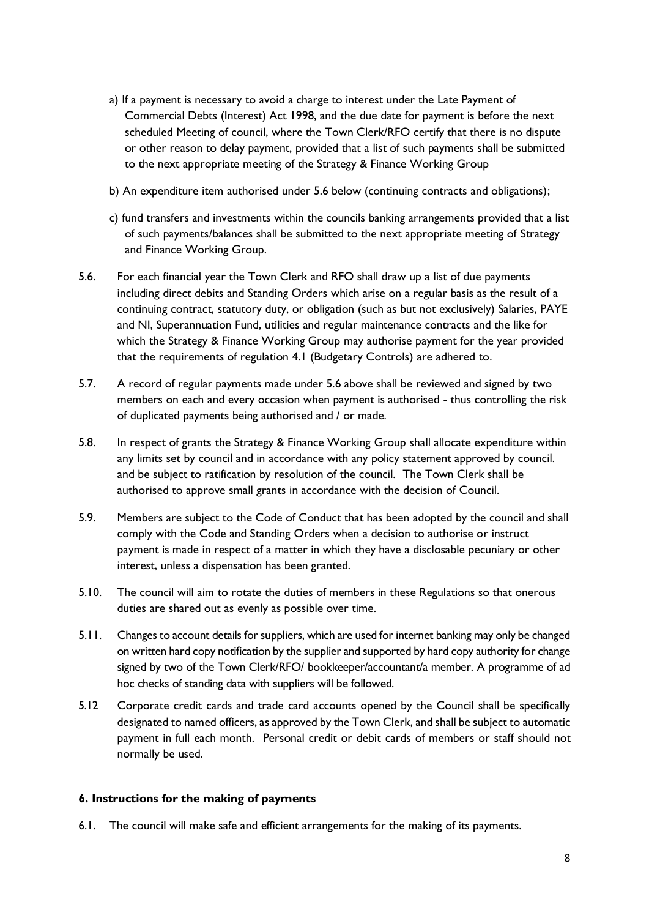a) If a payment is necessary to avoid a charge to interest under the Late Payment of Commercial Debts (Interest) Act 1998, and the due date for payment is before the next scheduled Meeting of council, where the Town Clerk/RFO certify that there is no dispute or other reason to delay payment, provided that a list of such payments shall be submitted to the next appropriate meeting of the Strategy & Finance Working Group

b) An expenditure item authorised under 5.6 below (continuing contracts and obligations);

c) fund transfers and investments within the councils banking arrangements provided that a list of such payments/balances shall be submitted to the next appropriate meeting of Strategy and Finance Working Group.

5.6. For each financial year the Town Clerk and RFO shall draw up a list of due payments including direct debits and Standing Orders which arise on a regular basis as the result of a continuing contract, statutory duty, or obligation (such as but not exclusively) Salaries, PAYE and NI, Superannuation Fund, utilities and regular maintenance contracts and the like for which the Strategy & Finance Working Group may authorise payment for the year provided that the requirements of regulation 4.1 (Budgetary Controls) are adhered to.

5.7. A record of regular payments made under 5.6 above shall be reviewed and signed by two members on each and every occasion when payment is authorised - thus controlling the risk of duplicated payments being authorised and / or made.

5.8. In respect of grants the Strategy & Finance Working Group shall allocate expenditure within any limits set by council and in accordance with any policy statement approved by council. and be subject to ratification by resolution of the council. The Town Clerk shall be authorised to approve small grants in accordance with the decision of Council.

5.9. Members are subject to the Code of Conduct that has been adopted by the council and shall comply with the Code and Standing Orders when a decision to authorise or instruct payment is made in respect of a matter in which they have a disclosable pecuniary or other interest, unless a dispensation has been granted.

5.10. The council will aim to rotate the duties of members in these Regulations so that onerous duties are shared out as evenly as possible over time.

5.11. Changes to account details for suppliers, which are used for internet banking may only be changed on written hard copy notification by the supplier and supported by hard copy authority for change signed by two of the Town Clerk/RFO/ bookkeeper/accountant/a member. A programme of ad hoc checks of standing data with suppliers will be followed.

5.12 Corporate credit cards and trade card accounts opened by the Council shall be specifically designated to named officers, as approved by the Town Clerk, and shall be subject to automatic payment in full each month. Personal credit or debit cards of members or staff should not normally be used.

### 6. Instructions for the making of payments

6.1. The council will make safe and efficient arrangements for the making of its payments.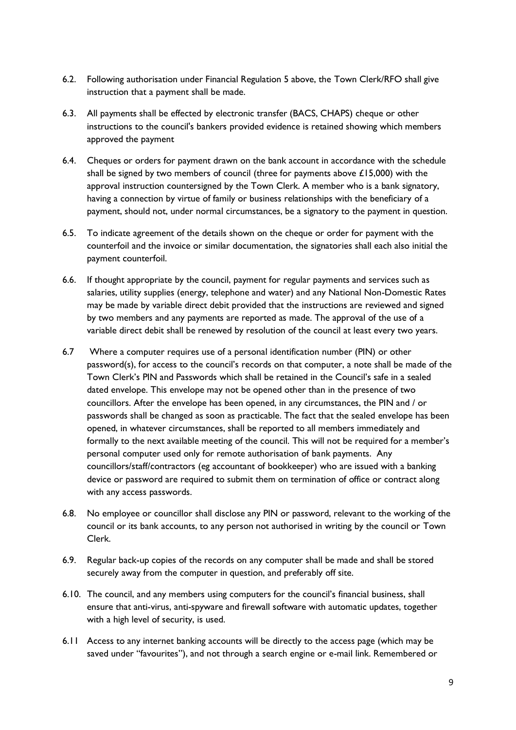6.2. Following authorisation under Financial Regulation 5 above, the Town Clerk/RFO shall give instruction that a payment shall be made.

6.3. All payments shall be effected by electronic transfer (BACS, CHAPS) cheque or other instructions to the council's bankers provided evidence is retained showing which members approved the payment

6.4. Cheques or orders for payment drawn on the bank account in accordance with the schedule shall be signed by two members of council (three for payments above £15,000) with the approval instruction countersigned by the Town Clerk. A member who is a bank signatory, having a connection by virtue of family or business relationships with the beneficiary of a payment, should not, under normal circumstances, be a signatory to the payment in question.

6.5. To indicate agreement of the details shown on the cheque or order for payment with the counterfoil and the invoice or similar documentation, the signatories shall each also initial the payment counterfoil.

6.6. If thought appropriate by the council, payment for regular payments and services such as salaries, utility supplies (energy, telephone and water) and any National Non-Domestic Rates may be made by variable direct debit provided that the instructions are reviewed and signed by two members and any payments are reported as made. The approval of the use of a variable direct debit shall be renewed by resolution of the council at least every two years.

6.7 Where a computer requires use of a personal identification number (PIN) or other password(s), for access to the council's records on that computer, a note shall be made of the Town Clerk's PIN and Passwords which shall be retained in the Council's safe in a sealed dated envelope. This envelope may not be opened other than in the presence of two councillors. After the envelope has been opened, in any circumstances, the PIN and / or passwords shall be changed as soon as practicable. The fact that the sealed envelope has been opened, in whatever circumstances, shall be reported to all members immediately and formally to the next available meeting of the council. This will not be required for a member's personal computer used only for remote authorisation of bank payments. Any councillors/staff/contractors (eg accountant of bookkeeper) who are issued with a banking device or password are required to submit them on termination of office or contract along with any access passwords.

6.8. No employee or councillor shall disclose any PIN or password, relevant to the working of the council or its bank accounts, to any person not authorised in writing by the council or Town Clerk.

6.9. Regular back-up copies of the records on any computer shall be made and shall be stored securely away from the computer in question, and preferably off site.

6.10. The council, and any members using computers for the council's financial business, shall ensure that anti-virus, anti-spyware and firewall software with automatic updates, together with a high level of security, is used.

6.11 Access to any internet banking accounts will be directly to the access page (which may be saved under "favourites"), and not through a search engine or e-mail link. Remembered or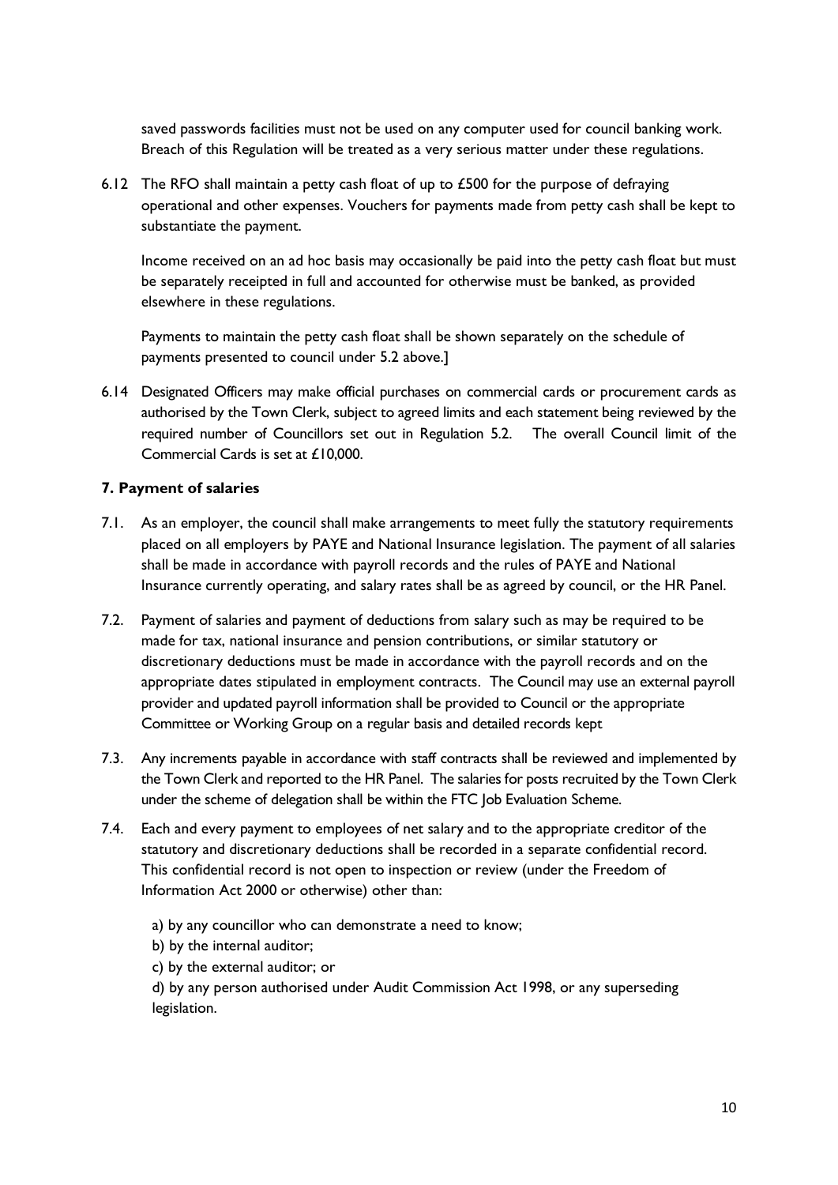saved passwords facilities must not be used on any computer used for council banking work. Breach of this Regulation will be treated as a very serious matter under these regulations.

6.12 The RFO shall maintain a petty cash float of up to £500 for the purpose of defraying operational and other expenses. Vouchers for payments made from petty cash shall be kept to substantiate the payment.

Income received on an ad hoc basis may occasionally be paid into the petty cash float but must be separately receipted in full and accounted for otherwise must be banked, as provided elsewhere in these regulations.

Payments to maintain the petty cash float shall be shown separately on the schedule of payments presented to council under 5.2 above.]

6.14 Designated Officers may make official purchases on commercial cards or procurement cards as authorised by the Town Clerk, subject to agreed limits and each statement being reviewed by the required number of Councillors set out in Regulation 5.2. The overall Council limit of the Commercial Cards is set at £10,000.

**7. Payment of salaries**

7.1. As an employer, the council shall make arrangements to meet fully the statutory requirements placed on all employers by PAYE and National Insurance legislation. The payment of all salaries shall be made in accordance with payroll records and the rules of PAYE and National Insurance currently operating, and salary rates shall be as agreed by council, or the HR Panel.

7.2. Payment of salaries and payment of deductions from salary such as may be required to be made for tax, national insurance and pension contributions, or similar statutory or discretionary deductions must be made in accordance with the payroll records and on the appropriate dates stipulated in employment contracts. The Council may use an external payroll provider and updated payroll information shall be provided to Council or the appropriate Committee or Working Group on a regular basis and detailed records kept

7.3. Any increments payable in accordance with staff contracts shall be reviewed and implemented by the Town Clerk and reported to the HR Panel. The salaries for posts recruited by the Town Clerk under the scheme of delegation shall be within the FTC Job Evaluation Scheme.

7.4. Each and every payment to employees of net salary and to the appropriate creditor of the statutory and discretionary deductions shall be recorded in a separate confidential record. This confidential record is not open to inspection or review (under the Freedom of Information Act 2000 or otherwise) other than:

a) by any councillor who can demonstrate a need to know;
b) by the internal auditor;
c) by the external auditor; or
d) by any person authorised under Audit Commission Act 1998, or any superseding legislation.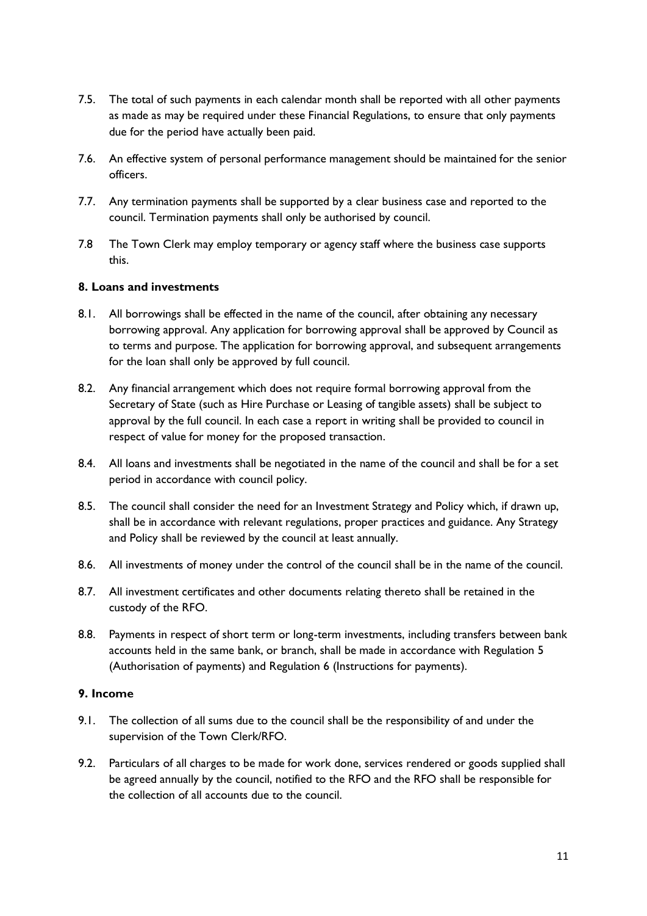7.5. The total of such payments in each calendar month shall be reported with all other payments as made as may be required under these Financial Regulations, to ensure that only payments due for the period have actually been paid.

7.6. An effective system of personal performance management should be maintained for the senior officers.

7.7. Any termination payments shall be supported by a clear business case and reported to the council. Termination payments shall only be authorised by council.

7.8 The Town Clerk may employ temporary or agency staff where the business case supports this.

**8. Loans and investments**

8.1. All borrowings shall be effected in the name of the council, after obtaining any necessary borrowing approval. Any application for borrowing approval shall be approved by Council as to terms and purpose. The application for borrowing approval, and subsequent arrangements for the loan shall only be approved by full council.

8.2. Any financial arrangement which does not require formal borrowing approval from the Secretary of State (such as Hire Purchase or Leasing of tangible assets) shall be subject to approval by the full council. In each case a report in writing shall be provided to council in respect of value for money for the proposed transaction.

8.4. All loans and investments shall be negotiated in the name of the council and shall be for a set period in accordance with council policy.

8.5. The council shall consider the need for an Investment Strategy and Policy which, if drawn up, shall be in accordance with relevant regulations, proper practices and guidance. Any Strategy and Policy shall be reviewed by the council at least annually.

8.6. All investments of money under the control of the council shall be in the name of the council.

8.7. All investment certificates and other documents relating thereto shall be retained in the custody of the RFO.

8.8. Payments in respect of short term or long-term investments, including transfers between bank accounts held in the same bank, or branch, shall be made in accordance with Regulation 5 (Authorisation of payments) and Regulation 6 (Instructions for payments).

**9. Income**

9.1. The collection of all sums due to the council shall be the responsibility of and under the supervision of the Town Clerk/RFO.

9.2. Particulars of all charges to be made for work done, services rendered or goods supplied shall be agreed annually by the council, notified to the RFO and the RFO shall be responsible for the collection of all accounts due to the council.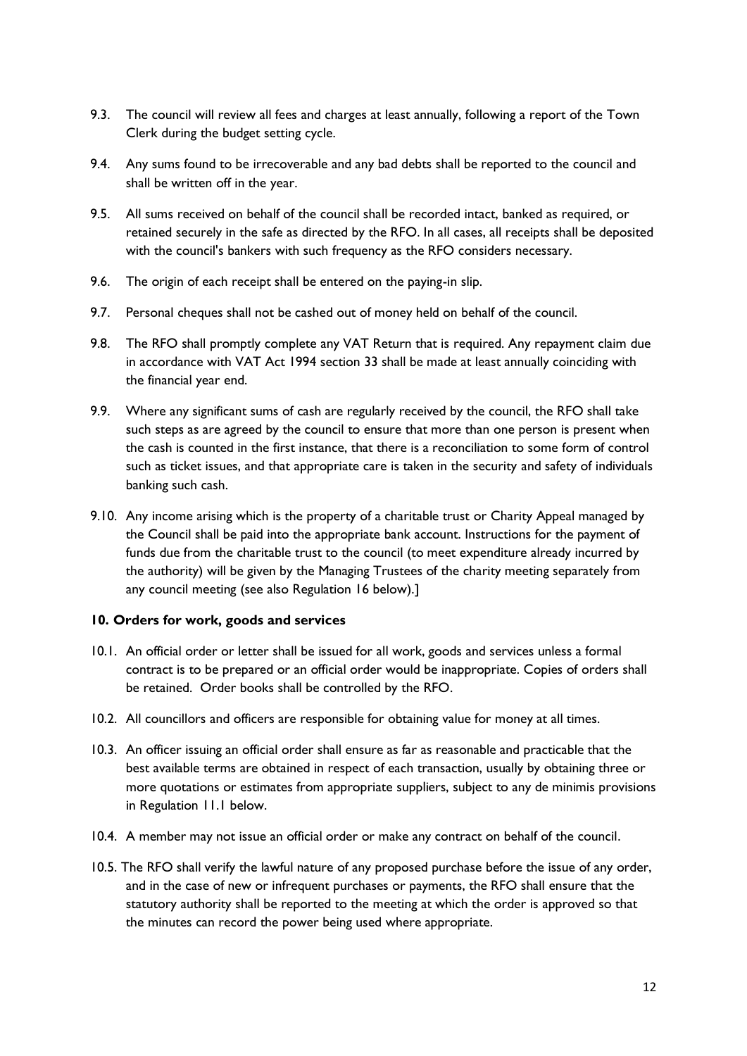9.3. The council will review all fees and charges at least annually, following a report of the Town Clerk during the budget setting cycle.

9.4. Any sums found to be irrecoverable and any bad debts shall be reported to the council and shall be written off in the year.

9.5. All sums received on behalf of the council shall be recorded intact, banked as required, or retained securely in the safe as directed by the RFO. In all cases, all receipts shall be deposited with the council's bankers with such frequency as the RFO considers necessary.

9.6. The origin of each receipt shall be entered on the paying-in slip.

9.7. Personal cheques shall not be cashed out of money held on behalf of the council.

9.8. The RFO shall promptly complete any VAT Return that is required. Any repayment claim due in accordance with VAT Act 1994 section 33 shall be made at least annually coinciding with the financial year end.

9.9. Where any significant sums of cash are regularly received by the council, the RFO shall take such steps as are agreed by the council to ensure that more than one person is present when the cash is counted in the first instance, that there is a reconciliation to some form of control such as ticket issues, and that appropriate care is taken in the security and safety of individuals banking such cash.

9.10. Any income arising which is the property of a charitable trust or Charity Appeal managed by the Council shall be paid into the appropriate bank account. Instructions for the payment of funds due from the charitable trust to the council (to meet expenditure already incurred by the authority) will be given by the Managing Trustees of the charity meeting separately from any council meeting (see also Regulation 16 below).]

**10. Orders for work, goods and services**

10.1. An official order or letter shall be issued for all work, goods and services unless a formal contract is to be prepared or an official order would be inappropriate. Copies of orders shall be retained. Order books shall be controlled by the RFO.

10.2. All councillors and officers are responsible for obtaining value for money at all times.

10.3. An officer issuing an official order shall ensure as far as reasonable and practicable that the best available terms are obtained in respect of each transaction, usually by obtaining three or more quotations or estimates from appropriate suppliers, subject to any de minimis provisions in Regulation 11.1 below.

10.4. A member may not issue an official order or make any contract on behalf of the council.

10.5. The RFO shall verify the lawful nature of any proposed purchase before the issue of any order, and in the case of new or infrequent purchases or payments, the RFO shall ensure that the statutory authority shall be reported to the meeting at which the order is approved so that the minutes can record the power being used where appropriate.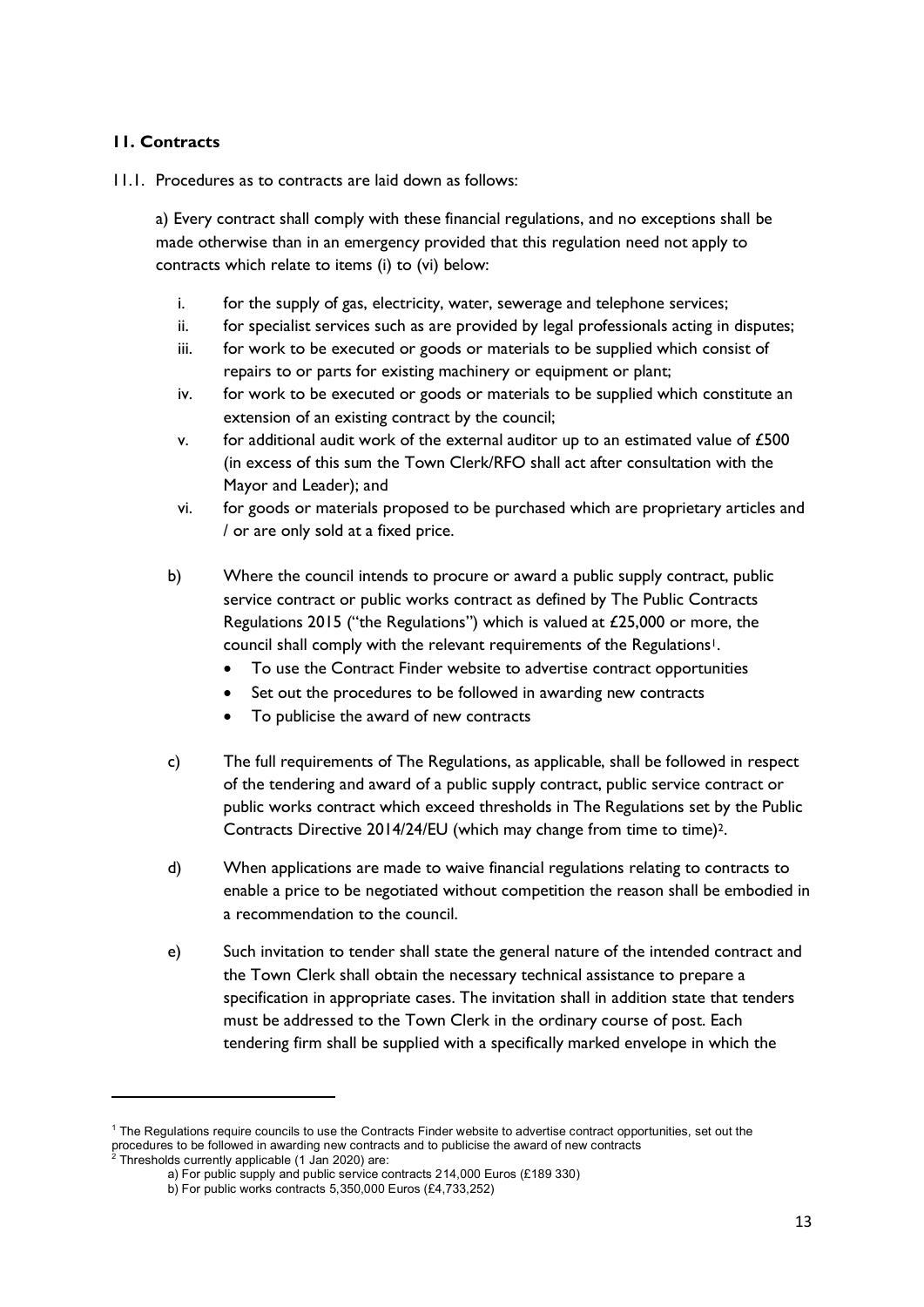### 11. Contracts

11.1. Procedures as to contracts are laid down as follows:

a) Every contract shall comply with these financial regulations, and no exceptions shall be made otherwise than in an emergency provided that this regulation need not apply to contracts which relate to items (i) to (vi) below:

i. for the supply of gas, electricity, water, sewerage and telephone services;
ii. for specialist services such as are provided by legal professionals acting in disputes;
iii. for work to be executed or goods or materials to be supplied which consist of repairs to or parts for existing machinery or equipment or plant;
iv. for work to be executed or goods or materials to be supplied which constitute an extension of an existing contract by the council;
v. for additional audit work of the external auditor up to an estimated value of £500 (in excess of this sum the Town Clerk/RFO shall act after consultation with the Mayor and Leader); and
vi. for goods or materials proposed to be purchased which are proprietary articles and / or are only sold at a fixed price.

b) Where the council intends to procure or award a public supply contract, public service contract or public works contract as defined by The Public Contracts Regulations 2015 ("the Regulations") which is valued at £25,000 or more, the council shall comply with the relevant requirements of the Regulations[1].

- To use the Contract Finder website to advertise contract opportunities
- Set out the procedures to be followed in awarding new contracts
- To publicise the award of new contracts

c) The full requirements of The Regulations, as applicable, shall be followed in respect of the tendering and award of a public supply contract, public service contract or public works contract which exceed thresholds in The Regulations set by the Public Contracts Directive 2014/24/EU (which may change from time to time)[2].

d) When applications are made to waive financial regulations relating to contracts to enable a price to be negotiated without competition the reason shall be embodied in a recommendation to the council.

e) Such invitation to tender shall state the general nature of the intended contract and the Town Clerk shall obtain the necessary technical assistance to prepare a specification in appropriate cases. The invitation shall in addition state that tenders must be addressed to the Town Clerk in the ordinary course of post. Each tendering firm shall be supplied with a specifically marked envelope in which the

---

[1] The Regulations require councils to use the Contracts Finder website to advertise contract opportunities, set out the procedures to be followed in awarding new contracts and to publicise the award of new contracts

[2] Thresholds currently applicable (1 Jan 2020) are:

a) For public supply and public service contracts 214,000 Euros (£189 330)

b) For public works contracts 5,350,000 Euros (£4,733,252)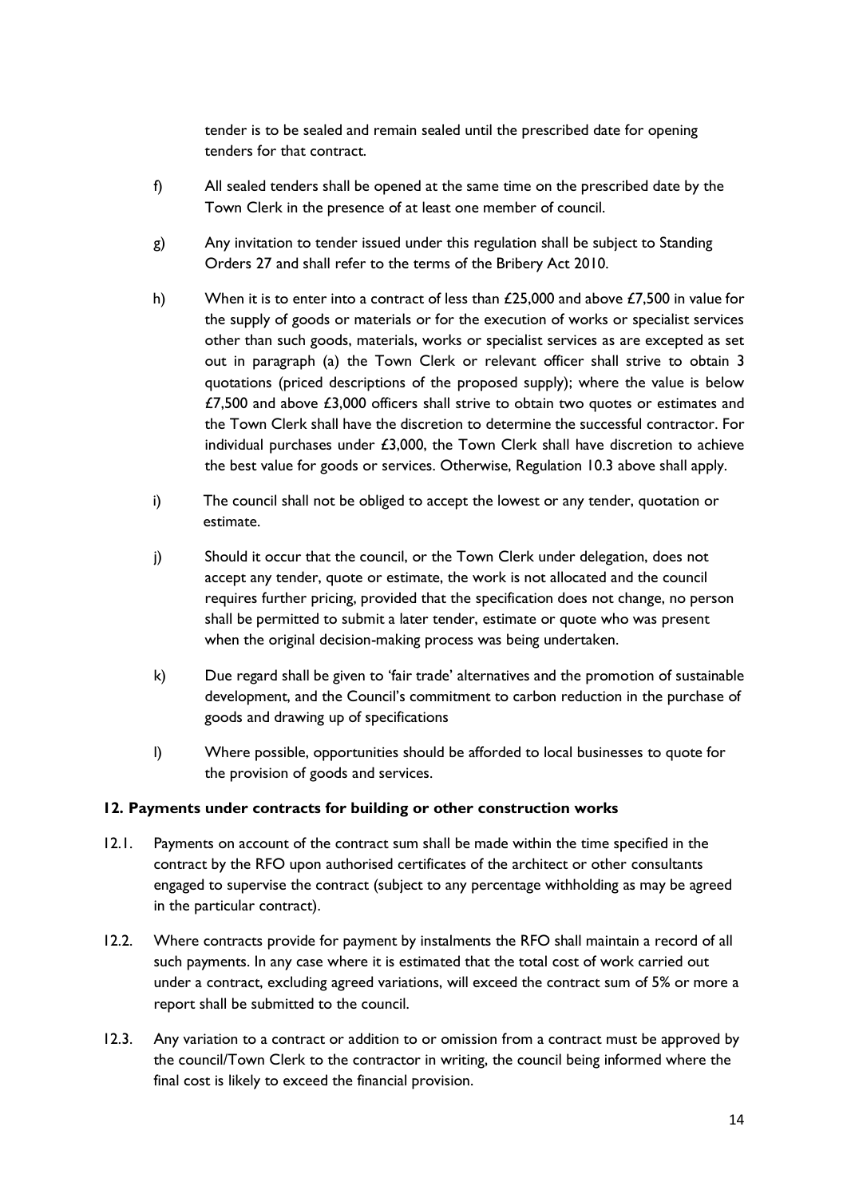tender is to be sealed and remain sealed until the prescribed date for opening tenders for that contract.

f) All sealed tenders shall be opened at the same time on the prescribed date by the Town Clerk in the presence of at least one member of council.

g) Any invitation to tender issued under this regulation shall be subject to Standing Orders 27 and shall refer to the terms of the Bribery Act 2010.

h) When it is to enter into a contract of less than £25,000 and above £7,500 in value for the supply of goods or materials or for the execution of works or specialist services other than such goods, materials, works or specialist services as are excepted as set out in paragraph (a) the Town Clerk or relevant officer shall strive to obtain 3 quotations (priced descriptions of the proposed supply); where the value is below £7,500 and above £3,000 officers shall strive to obtain two quotes or estimates and the Town Clerk shall have the discretion to determine the successful contractor. For individual purchases under £3,000, the Town Clerk shall have discretion to achieve the best value for goods or services. Otherwise, Regulation 10.3 above shall apply.

i) The council shall not be obliged to accept the lowest or any tender, quotation or estimate.

j) Should it occur that the council, or the Town Clerk under delegation, does not accept any tender, quote or estimate, the work is not allocated and the council requires further pricing, provided that the specification does not change, no person shall be permitted to submit a later tender, estimate or quote who was present when the original decision-making process was being undertaken.

k) Due regard shall be given to 'fair trade' alternatives and the promotion of sustainable development, and the Council's commitment to carbon reduction in the purchase of goods and drawing up of specifications

l) Where possible, opportunities should be afforded to local businesses to quote for the provision of goods and services.

**12. Payments under contracts for building or other construction works**

12.1. Payments on account of the contract sum shall be made within the time specified in the contract by the RFO upon authorised certificates of the architect or other consultants engaged to supervise the contract (subject to any percentage withholding as may be agreed in the particular contract).

12.2. Where contracts provide for payment by instalments the RFO shall maintain a record of all such payments. In any case where it is estimated that the total cost of work carried out under a contract, excluding agreed variations, will exceed the contract sum of 5% or more a report shall be submitted to the council.

12.3. Any variation to a contract or addition to or omission from a contract must be approved by the council/Town Clerk to the contractor in writing, the council being informed where the final cost is likely to exceed the financial provision.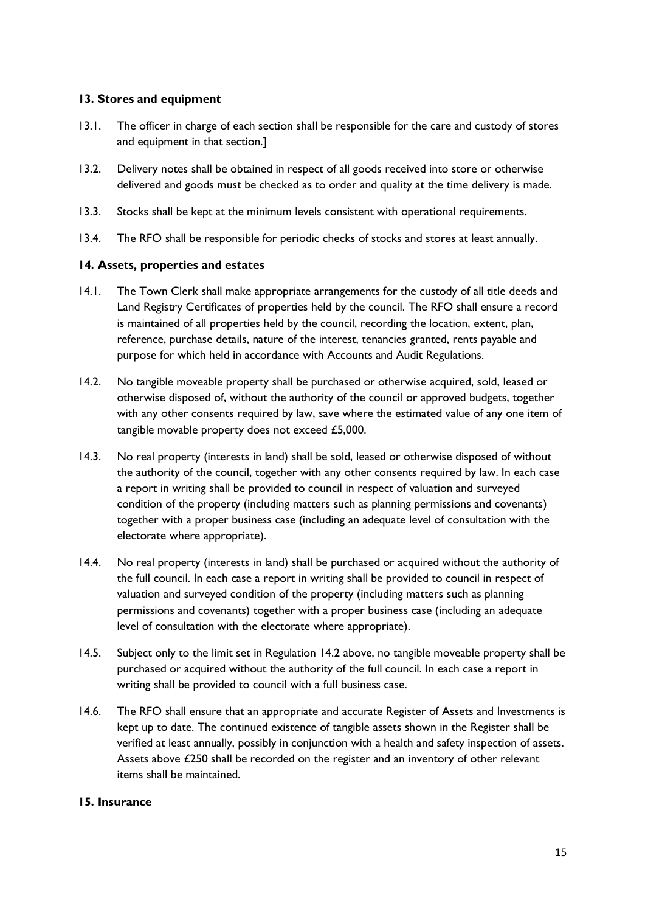**13. Stores and equipment**

13.1. The officer in charge of each section shall be responsible for the care and custody of stores and equipment in that section.]

13.2. Delivery notes shall be obtained in respect of all goods received into store or otherwise delivered and goods must be checked as to order and quality at the time delivery is made.

13.3. Stocks shall be kept at the minimum levels consistent with operational requirements.

13.4. The RFO shall be responsible for periodic checks of stocks and stores at least annually.

**14. Assets, properties and estates**

14.1. The Town Clerk shall make appropriate arrangements for the custody of all title deeds and Land Registry Certificates of properties held by the council. The RFO shall ensure a record is maintained of all properties held by the council, recording the location, extent, plan, reference, purchase details, nature of the interest, tenancies granted, rents payable and purpose for which held in accordance with Accounts and Audit Regulations.

14.2. No tangible moveable property shall be purchased or otherwise acquired, sold, leased or otherwise disposed of, without the authority of the council or approved budgets, together with any other consents required by law, save where the estimated value of any one item of tangible movable property does not exceed £5,000.

14.3. No real property (interests in land) shall be sold, leased or otherwise disposed of without the authority of the council, together with any other consents required by law. In each case a report in writing shall be provided to council in respect of valuation and surveyed condition of the property (including matters such as planning permissions and covenants) together with a proper business case (including an adequate level of consultation with the electorate where appropriate).

14.4. No real property (interests in land) shall be purchased or acquired without the authority of the full council. In each case a report in writing shall be provided to council in respect of valuation and surveyed condition of the property (including matters such as planning permissions and covenants) together with a proper business case (including an adequate level of consultation with the electorate where appropriate).

14.5. Subject only to the limit set in Regulation 14.2 above, no tangible moveable property shall be purchased or acquired without the authority of the full council. In each case a report in writing shall be provided to council with a full business case.

14.6. The RFO shall ensure that an appropriate and accurate Register of Assets and Investments is kept up to date. The continued existence of tangible assets shown in the Register shall be verified at least annually, possibly in conjunction with a health and safety inspection of assets. Assets above £250 shall be recorded on the register and an inventory of other relevant items shall be maintained.

**15. Insurance**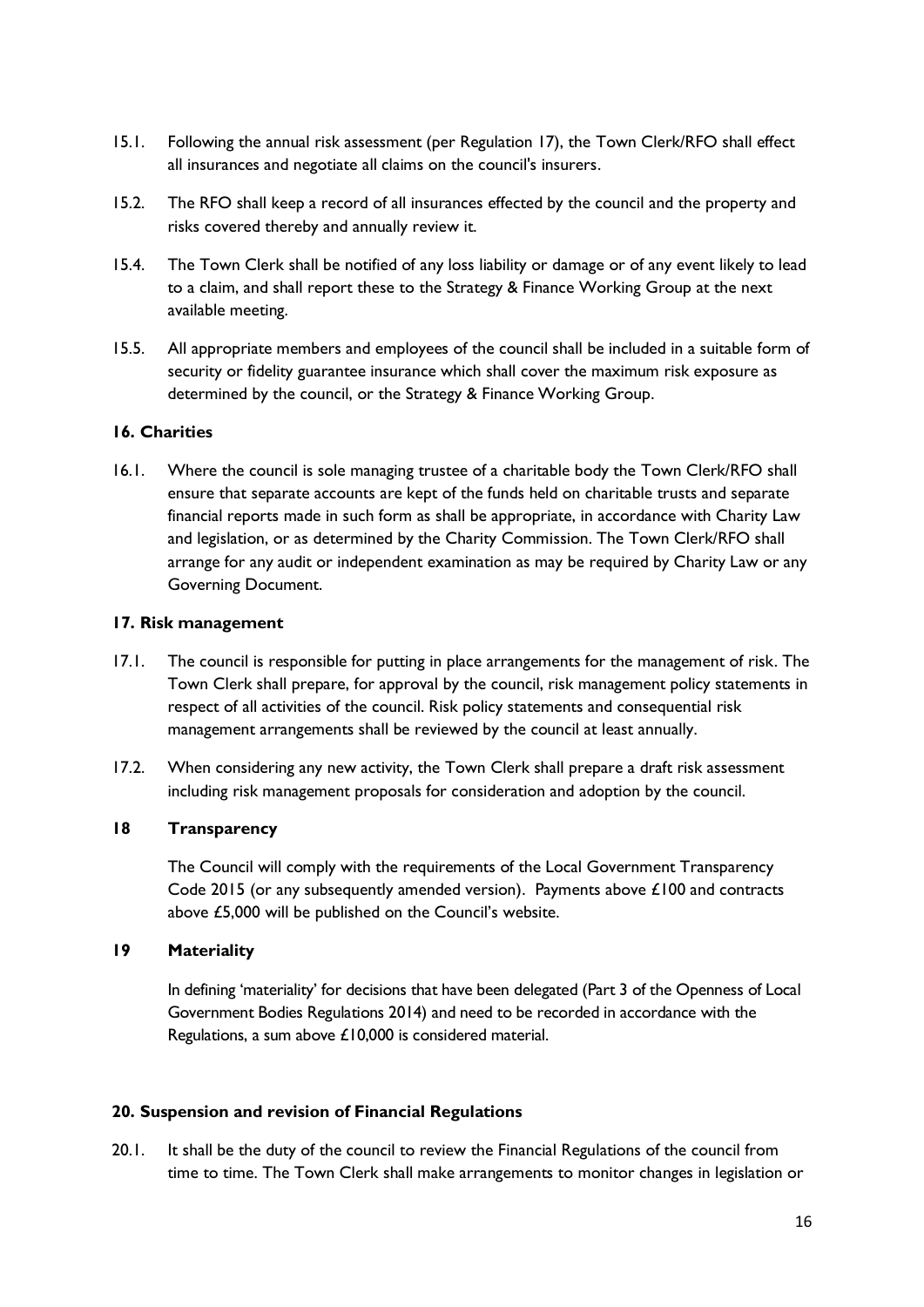15.1. Following the annual risk assessment (per Regulation 17), the Town Clerk/RFO shall effect all insurances and negotiate all claims on the council's insurers.

15.2. The RFO shall keep a record of all insurances effected by the council and the property and risks covered thereby and annually review it.

15.4. The Town Clerk shall be notified of any loss liability or damage or of any event likely to lead to a claim, and shall report these to the Strategy & Finance Working Group at the next available meeting.

15.5. All appropriate members and employees of the council shall be included in a suitable form of security or fidelity guarantee insurance which shall cover the maximum risk exposure as determined by the council, or the Strategy & Finance Working Group.

**16. Charities**

16.1. Where the council is sole managing trustee of a charitable body the Town Clerk/RFO shall ensure that separate accounts are kept of the funds held on charitable trusts and separate financial reports made in such form as shall be appropriate, in accordance with Charity Law and legislation, or as determined by the Charity Commission. The Town Clerk/RFO shall arrange for any audit or independent examination as may be required by Charity Law or any Governing Document.

**17. Risk management**

17.1. The council is responsible for putting in place arrangements for the management of risk. The Town Clerk shall prepare, for approval by the council, risk management policy statements in respect of all activities of the council. Risk policy statements and consequential risk management arrangements shall be reviewed by the council at least annually.

17.2. When considering any new activity, the Town Clerk shall prepare a draft risk assessment including risk management proposals for consideration and adoption by the council.

**18 Transparency**

The Council will comply with the requirements of the Local Government Transparency Code 2015 (or any subsequently amended version). Payments above £100 and contracts above £5,000 will be published on the Council's website.

**19 Materiality**

In defining 'materiality' for decisions that have been delegated (Part 3 of the Openness of Local Government Bodies Regulations 2014) and need to be recorded in accordance with the Regulations, a sum above £10,000 is considered material.

**20. Suspension and revision of Financial Regulations**

20.1. It shall be the duty of the council to review the Financial Regulations of the council from time to time. The Town Clerk shall make arrangements to monitor changes in legislation or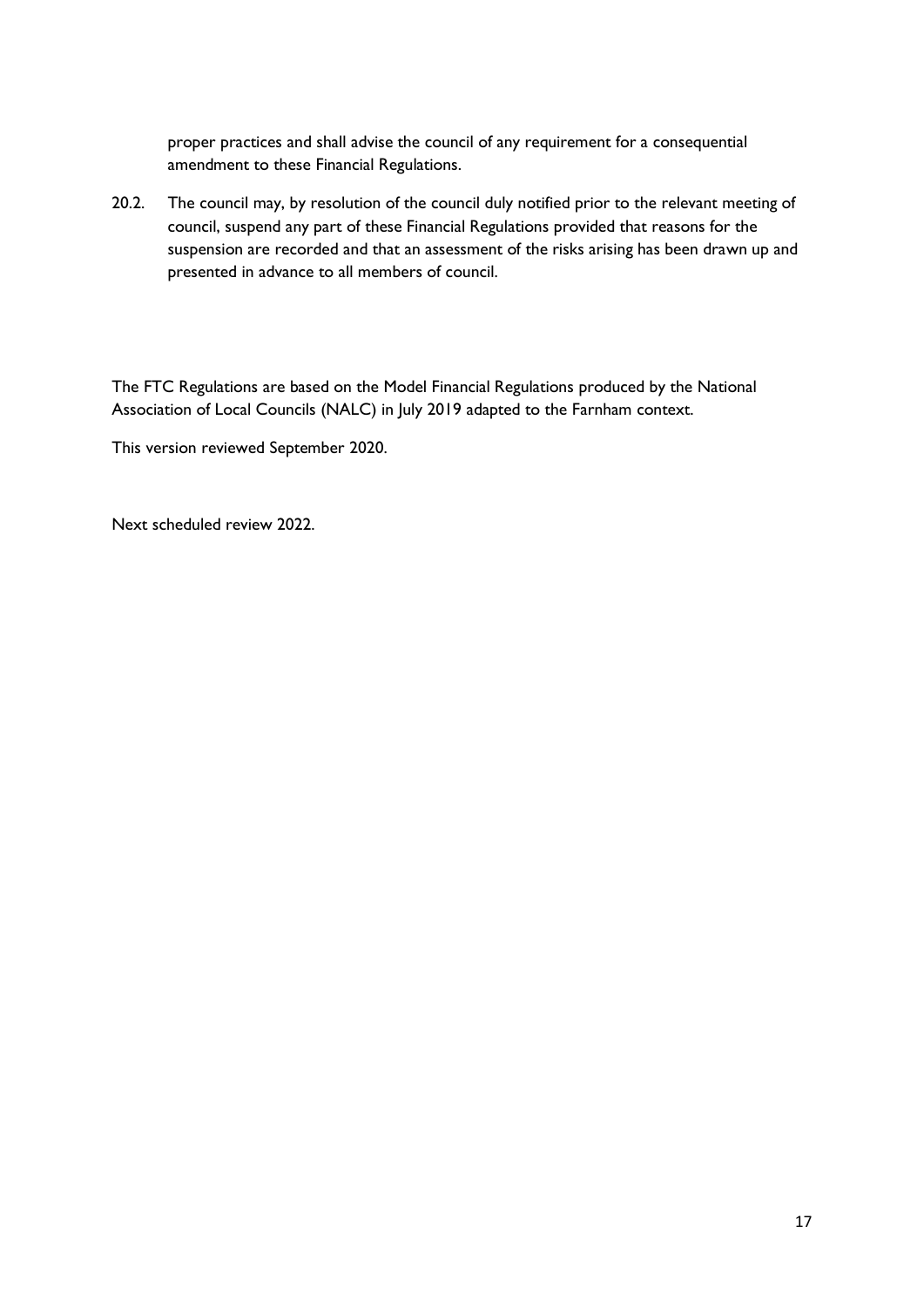proper practices and shall advise the council of any requirement for a consequential amendment to these Financial Regulations.

20.2. The council may, by resolution of the council duly notified prior to the relevant meeting of council, suspend any part of these Financial Regulations provided that reasons for the suspension are recorded and that an assessment of the risks arising has been drawn up and presented in advance to all members of council.

The FTC Regulations are based on the Model Financial Regulations produced by the National Association of Local Councils (NALC) in July 2019 adapted to the Farnham context.

This version reviewed September 2020.

Next scheduled review 2022.